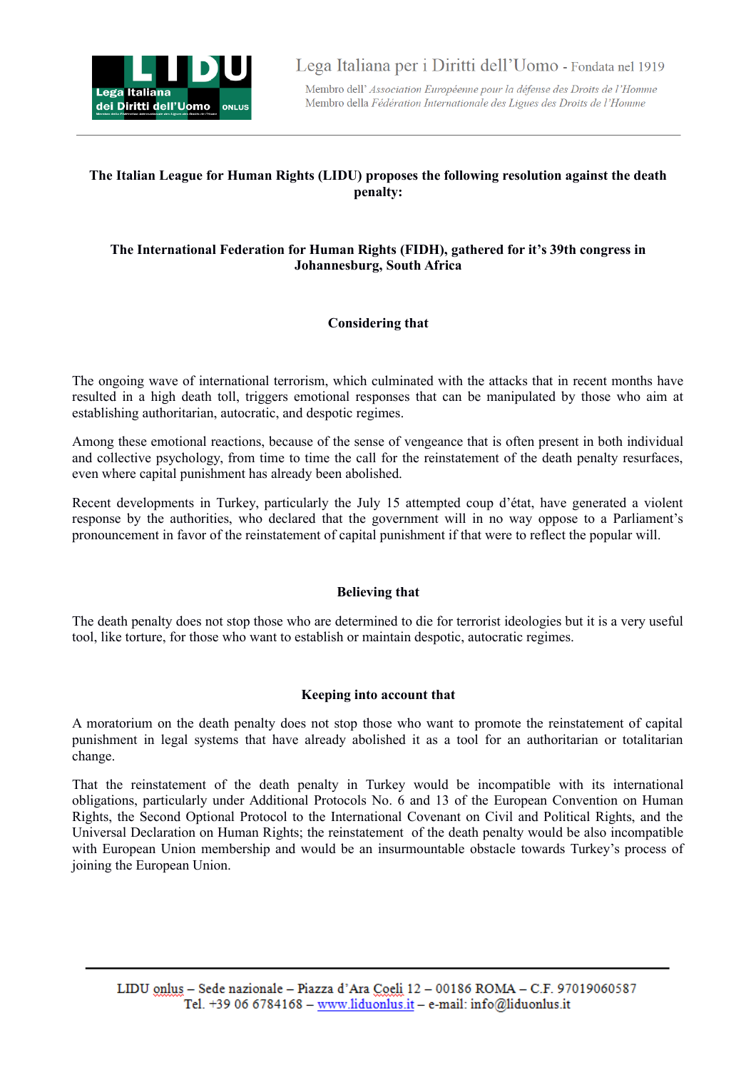Lega Italiana per i Diritti dell'Uomo - Fondata nel 1919

Membro dell' *Association Européenne pour la défense des Droits de l'Homme*
Membro della *Fédération Internationale des Ligues des Droits de l'Homme*

**The Italian League for Human Rights (LIDU) proposes the following resolution against the death penalty:**

**The International Federation for Human Rights (FIDH), gathered for it's 39th congress in Johannesburg, South Africa**

**Considering that**

The ongoing wave of international terrorism, which culminated with the attacks that in recent months have resulted in a high death toll, triggers emotional responses that can be manipulated by those who aim at establishing authoritarian, autocratic, and despotic regimes.

Among these emotional reactions, because of the sense of vengeance that is often present in both individual and collective psychology, from time to time the call for the reinstatement of the death penalty resurfaces, even where capital punishment has already been abolished.

Recent developments in Turkey, particularly the July 15 attempted coup d'état, have generated a violent response by the authorities, who declared that the government will in no way oppose to a Parliament's pronouncement in favor of the reinstatement of capital punishment if that were to reflect the popular will.

**Believing that**

The death penalty does not stop those who are determined to die for terrorist ideologies but it is a very useful tool, like torture, for those who want to establish or maintain despotic, autocratic regimes.

**Keeping into account that**

A moratorium on the death penalty does not stop those who want to promote the reinstatement of capital punishment in legal systems that have already abolished it as a tool for an authoritarian or totalitarian change.

That the reinstatement of the death penalty in Turkey would be incompatible with its international obligations, particularly under Additional Protocols No. 6 and 13 of the European Convention on Human Rights, the Second Optional Protocol to the International Covenant on Civil and Political Rights, and the Universal Declaration on Human Rights; the reinstatement of the death penalty would be also incompatible with European Union membership and would be an insurmountable obstacle towards Turkey's process of joining the European Union.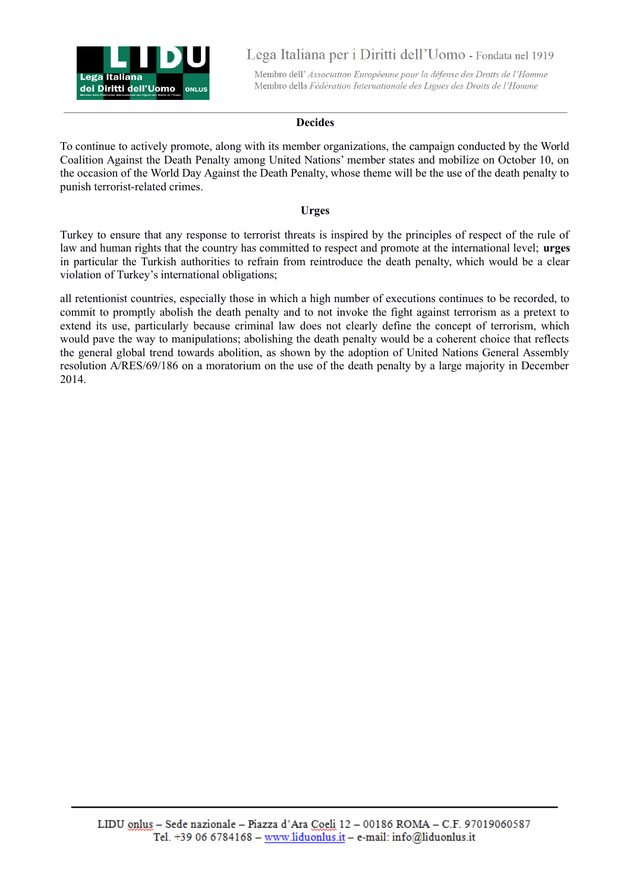**Decides**

To continue to actively promote, along with its member organizations, the campaign conducted by the World Coalition Against the Death Penalty among United Nations' member states and mobilize on October 10, on the occasion of the World Day Against the Death Penalty, whose theme will be the use of the death penalty to punish terrorist-related crimes.

**Urges**

Turkey to ensure that any response to terrorist threats is inspired by the principles of respect of the rule of law and human rights that the country has committed to respect and promote at the international level; **urges** in particular the Turkish authorities to refrain from reintroduce the death penalty, which would be a clear violation of Turkey's international obligations;

all retentionist countries, especially those in which a high number of executions continues to be recorded, to commit to promptly abolish the death penalty and to not invoke the fight against terrorism as a pretext to extend its use, particularly because criminal law does not clearly define the concept of terrorism, which would pave the way to manipulations; abolishing the death penalty would be a coherent choice that reflects the general global trend towards abolition, as shown by the adoption of United Nations General Assembly resolution A/RES/69/186 on a moratorium on the use of the death penalty by a large majority in December 2014.